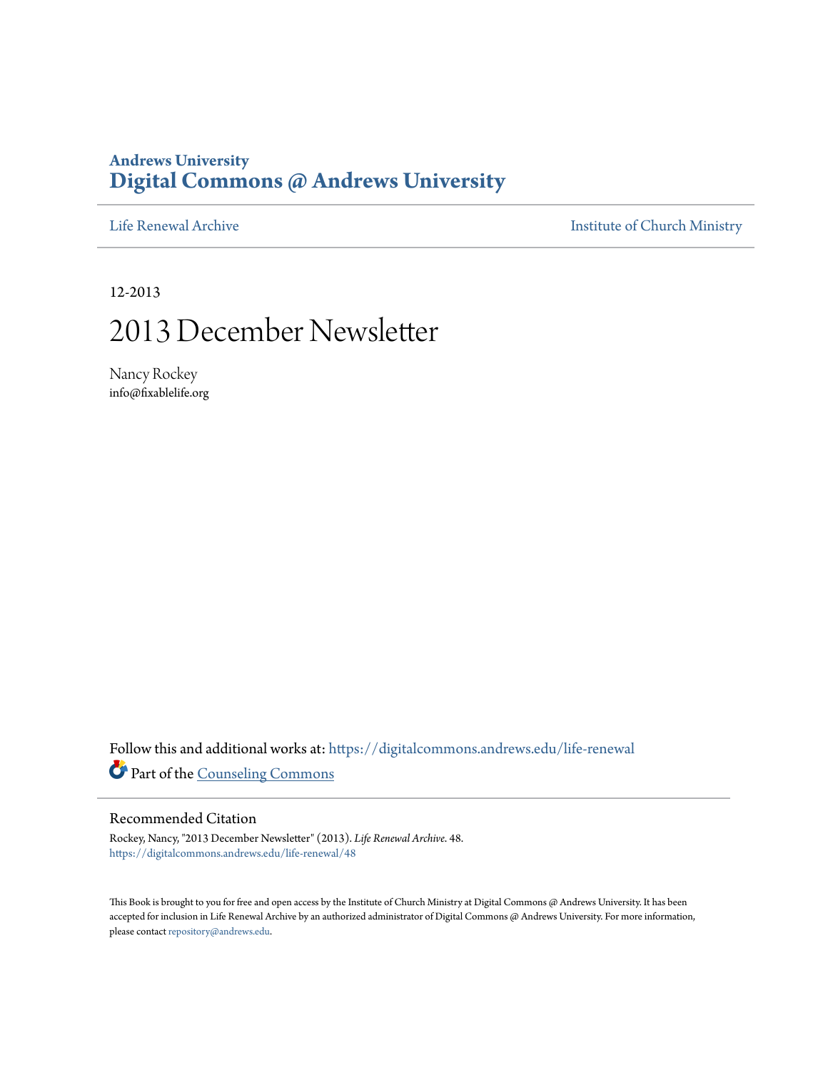**Andrews University**
# Digital Commons @ Andrews University

Life Renewal Archive | Institute of Church Ministry

12-2013

## 2013 December Newsletter

Nancy Rockey
info@fixablelife.org

Follow this and additional works at: https://digitalcommons.andrews.edu/life-renewal

Part of the Counseling Commons

### Recommended Citation

Rockey, Nancy, "2013 December Newsletter" (2013). *Life Renewal Archive*. 48.
https://digitalcommons.andrews.edu/life-renewal/48

This Book is brought to you for free and open access by the Institute of Church Ministry at Digital Commons @ Andrews University. It has been accepted for inclusion in Life Renewal Archive by an authorized administrator of Digital Commons @ Andrews University. For more information, please contact repository@andrews.edu.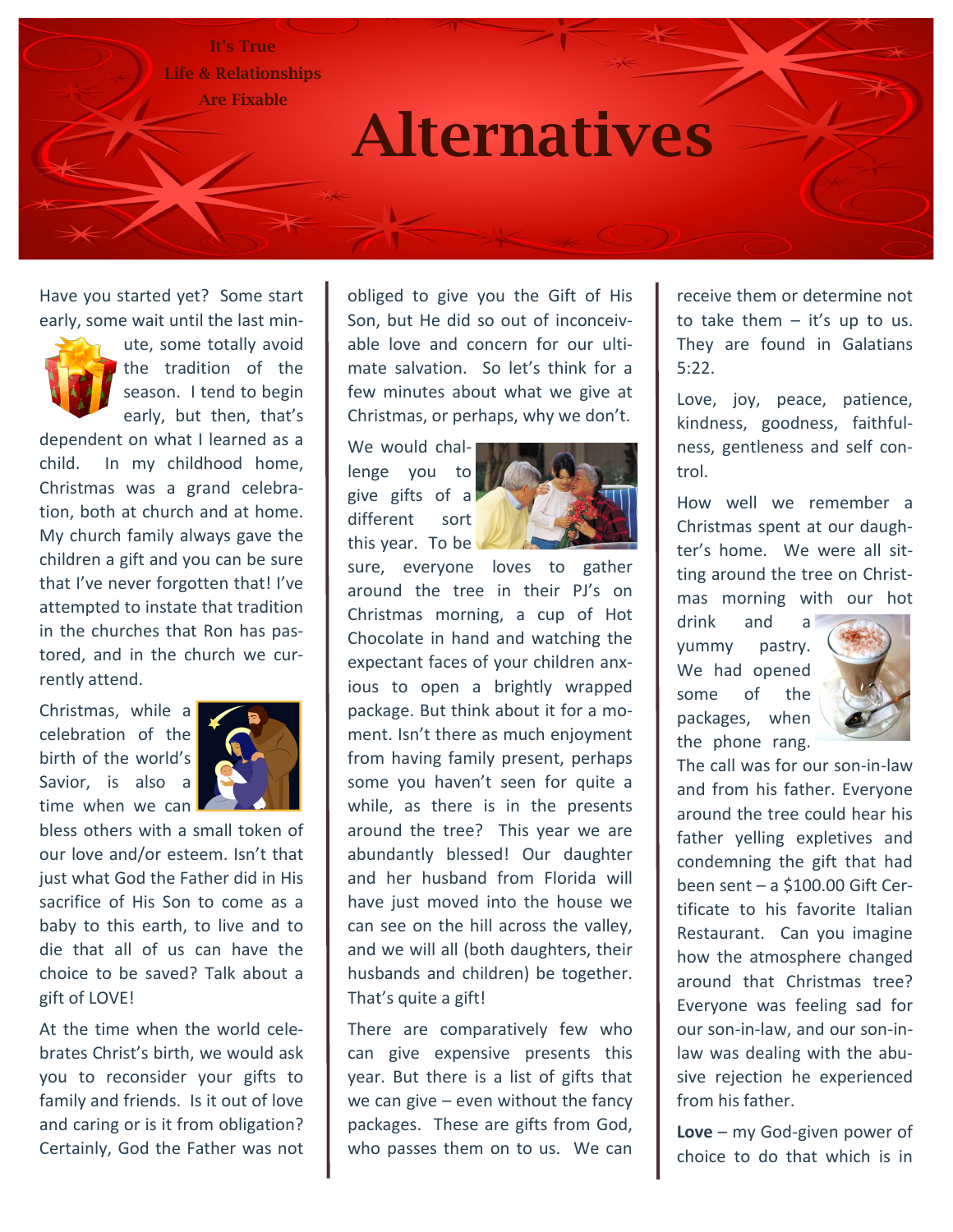It's True
Life & Relationships
Are Fixable

# Alternatives

Have you started yet? Some start early, some wait until the last minute, some totally avoid the tradition of the season. I tend to begin early, but then, that's dependent on what I learned as a child. In my childhood home, Christmas was a grand celebration, both at church and at home. My church family always gave the children a gift and you can be sure that I've never forgotten that! I've attempted to instate that tradition in the churches that Ron has pastored, and in the church we currently attend.

Christmas, while a celebration of the birth of the world's Savior, is also a time when we can bless others with a small token of our love and/or esteem. Isn't that just what God the Father did in His sacrifice of His Son to come as a baby to this earth, to live and to die that all of us can have the choice to be saved? Talk about a gift of LOVE!

At the time when the world celebrates Christ's birth, we would ask you to reconsider your gifts to family and friends. Is it out of love and caring or is it from obligation? Certainly, God the Father was not obliged to give you the Gift of His Son, but He did so out of inconceivable love and concern for our ultimate salvation. So let's think for a few minutes about what we give at Christmas, or perhaps, why we don't.

We would challenge you to give gifts of a different sort this year. To be sure, everyone loves to gather around the tree in their PJ's on Christmas morning, a cup of Hot Chocolate in hand and watching the expectant faces of your children anxious to open a brightly wrapped package. But think about it for a moment. Isn't there as much enjoyment from having family present, perhaps some you haven't seen for quite a while, as there is in the presents around the tree? This year we are abundantly blessed! Our daughter and her husband from Florida will have just moved into the house we can see on the hill across the valley, and we will all (both daughters, their husbands and children) be together. That's quite a gift!

There are comparatively few who can give expensive presents this year. But there is a list of gifts that we can give – even without the fancy packages. These are gifts from God, who passes them on to us. We can receive them or determine not to take them – it's up to us. They are found in Galatians 5:22.

Love, joy, peace, patience, kindness, goodness, faithfulness, gentleness and self control.

How well we remember a Christmas spent at our daughter's home. We were all sitting around the tree on Christmas morning with our hot drink and a yummy pastry. We had opened some of the packages, when the phone rang. The call was for our son-in-law and from his father. Everyone around the tree could hear his father yelling expletives and condemning the gift that had been sent – a $100.00 Gift Certificate to his favorite Italian Restaurant. Can you imagine how the atmosphere changed around that Christmas tree? Everyone was feeling sad for our son-in-law, and our son-in-law was dealing with the abusive rejection he experienced from his father.

**Love** – my God-given power of choice to do that which is in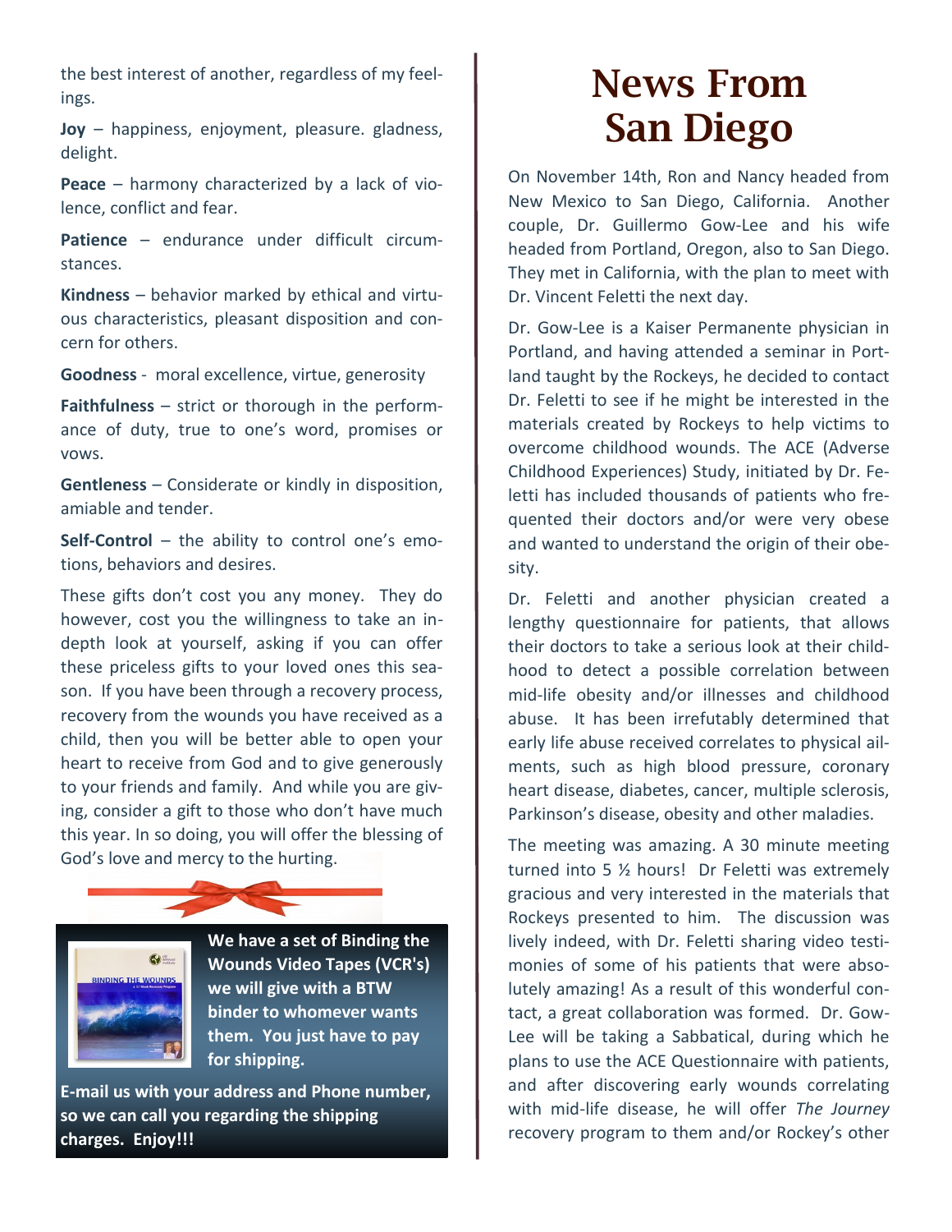the best interest of another, regardless of my feelings.

**Joy** – happiness, enjoyment, pleasure. gladness, delight.

**Peace** – harmony characterized by a lack of violence, conflict and fear.

**Patience** – endurance under difficult circumstances.

**Kindness** – behavior marked by ethical and virtuous characteristics, pleasant disposition and concern for others.

**Goodness** - moral excellence, virtue, generosity

**Faithfulness** – strict or thorough in the performance of duty, true to one's word, promises or vows.

**Gentleness** – Considerate or kindly in disposition, amiable and tender.

**Self-Control** – the ability to control one's emotions, behaviors and desires.

These gifts don't cost you any money. They do however, cost you the willingness to take an in-depth look at yourself, asking if you can offer these priceless gifts to your loved ones this season. If you have been through a recovery process, recovery from the wounds you have received as a child, then you will be better able to open your heart to receive from God and to give generously to your friends and family. And while you are giving, consider a gift to those who don't have much this year. In so doing, you will offer the blessing of God's love and mercy to the hurting.

**We have a set of Binding the Wounds Video Tapes (VCR's) we will give with a BTW binder to whomever wants them. You just have to pay for shipping.**

**E-mail us with your address and Phone number, so we can call you regarding the shipping charges. Enjoy!!!**

# News From San Diego

On November 14th, Ron and Nancy headed from New Mexico to San Diego, California. Another couple, Dr. Guillermo Gow-Lee and his wife headed from Portland, Oregon, also to San Diego. They met in California, with the plan to meet with Dr. Vincent Feletti the next day.

Dr. Gow-Lee is a Kaiser Permanente physician in Portland, and having attended a seminar in Portland taught by the Rockeys, he decided to contact Dr. Feletti to see if he might be interested in the materials created by Rockeys to help victims to overcome childhood wounds. The ACE (Adverse Childhood Experiences) Study, initiated by Dr. Feletti has included thousands of patients who frequented their doctors and/or were very obese and wanted to understand the origin of their obesity.

Dr. Feletti and another physician created a lengthy questionnaire for patients, that allows their doctors to take a serious look at their childhood to detect a possible correlation between mid-life obesity and/or illnesses and childhood abuse. It has irrefutably determined that early life abuse received correlates to physical ailments, such as high blood pressure, coronary heart disease, diabetes, cancer, multiple sclerosis, Parkinson's disease, obesity and other maladies.

The meeting was amazing. A 30 minute meeting turned into 5 ½ hours! Dr Feletti was extremely gracious and very interested in the materials that Rockeys presented to him. The discussion was lively indeed, with Dr. Feletti sharing video testimonies of some of his patients that were absolutely amazing! As a result of this wonderful contact, a great collaboration was formed. Dr. Gow-Lee will be taking a Sabbatical, during which he plans to use the ACE Questionnaire with patients, and after discovering early wounds correlating with mid-life disease, he will offer *The Journey* recovery program to them and/or Rockey's other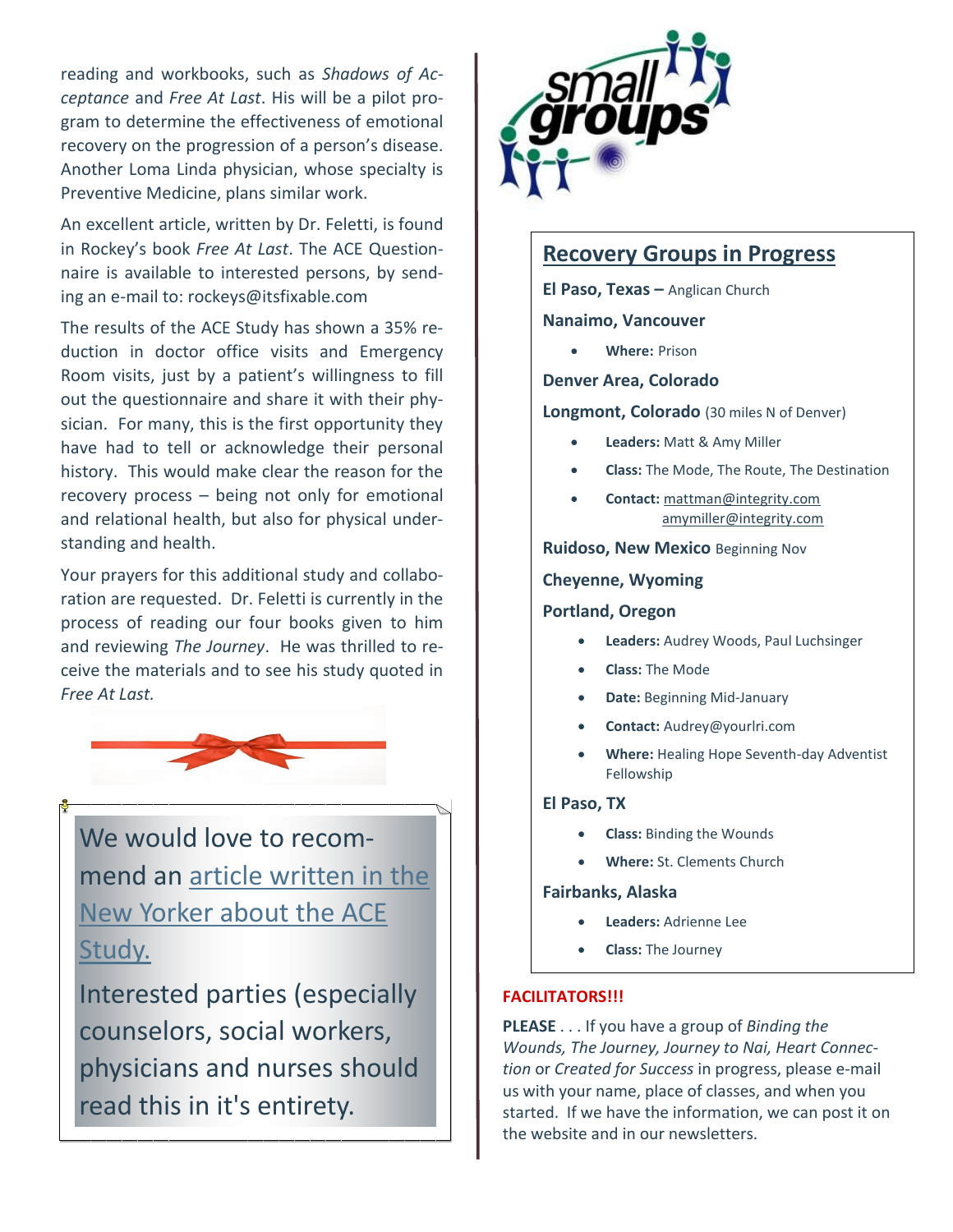reading and workbooks, such as *Shadows of Acceptance* and *Free At Last*. His will be a pilot program to determine the effectiveness of emotional recovery on the progression of a person's disease. Another Loma Linda physician, whose specialty is Preventive Medicine, plans similar work.

An excellent article, written by Dr. Feletti, is found in Rockey's book *Free At Last*. The ACE Questionnaire is available to interested persons, by sending an e-mail to: rockeys@itsfixable.com

The results of the ACE Study has shown a 35% reduction in doctor office visits and Emergency Room visits, just by a patient's willingness to fill out the questionnaire and share it with their physician. For many, this is the first opportunity they have had to tell or acknowledge their personal history. This would make clear the reason for the recovery process – being not only for emotional and relational health, but also for physical understanding and health.

Your prayers for this additional study and collaboration are requested. Dr. Feletti is currently in the process of reading our four books given to him and reviewing *The Journey*. He was thrilled to receive the materials and to see his study quoted in *Free At Last.*

We would love to recommend an article written in the New Yorker about the ACE Study.

Interested parties (especially counselors, social workers, physicians and nurses should read this in it's entirety.

small groups

## Recovery Groups in Progress

**El Paso, Texas –** Anglican Church

**Nanaimo, Vancouver**

- **Where:** Prison

**Denver Area, Colorado**

**Longmont, Colorado** (30 miles N of Denver)

- **Leaders:** Matt & Amy Miller
- **Class:** The Mode, The Route, The Destination
- **Contact:** mattman@integrity.com amymiller@integrity.com

**Ruidoso, New Mexico** Beginning Nov

**Cheyenne, Wyoming**

**Portland, Oregon**

- **Leaders:** Audrey Woods, Paul Luchsinger
- **Class:** The Mode
- **Date:** Beginning Mid-January
- **Contact:** Audrey@yourlri.com
- **Where:** Healing Hope Seventh-day Adventist Fellowship

**El Paso, TX**

- **Class:** Binding the Wounds
- **Where:** St. Clements Church

**Fairbanks, Alaska**

- **Leaders:** Adrienne Lee
- **Class:** The Journey

**FACILITATORS!!!**

**PLEASE** . . . If you have a group of *Binding the Wounds, The Journey, Journey to Nai, Heart Connection* or *Created for Success* in progress, please e-mail us with your name, place of classes, and when you started. If we have the information, we can post it on the website and in our newsletters.